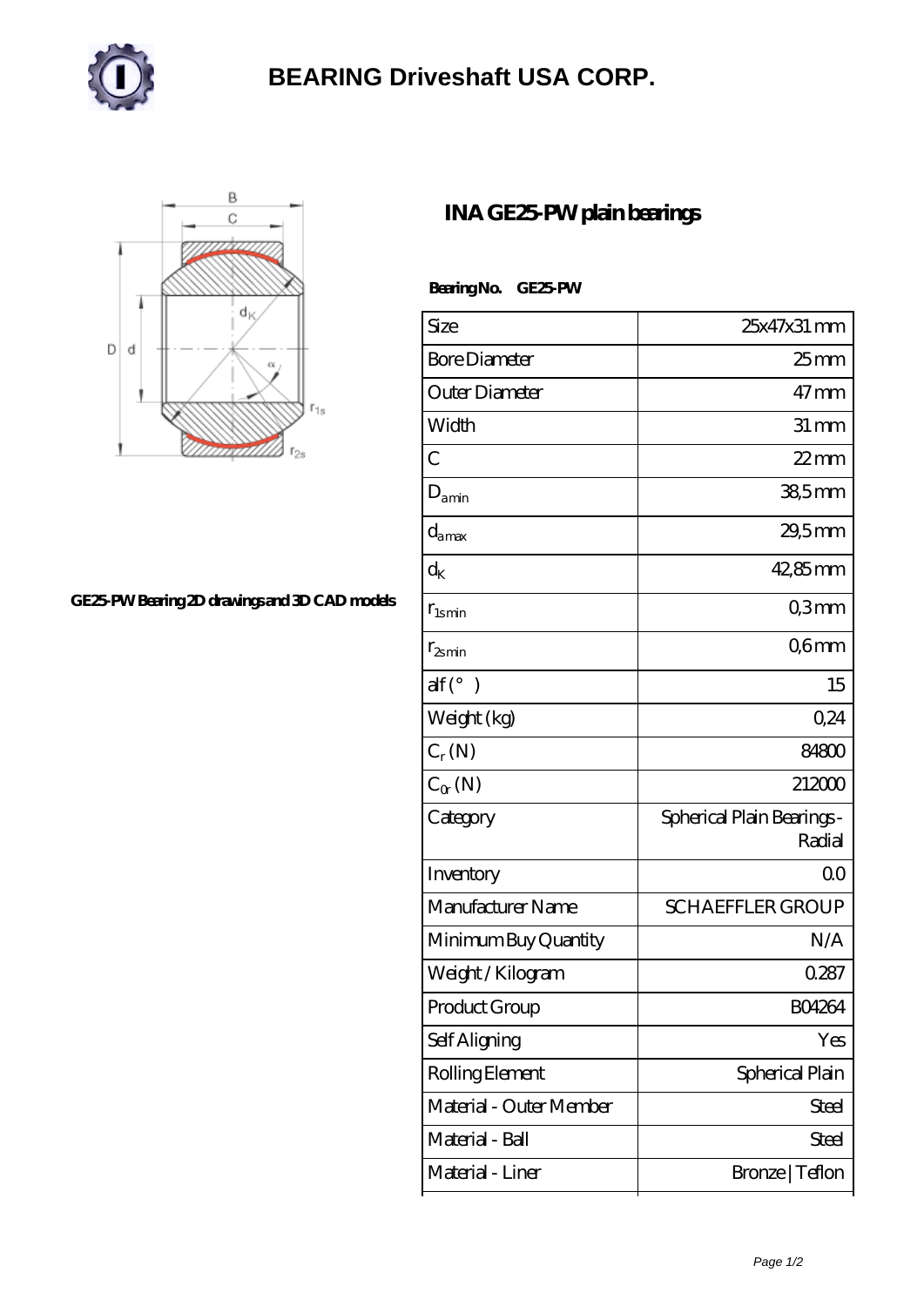# BEARING Driveshaft USA CORP.

## INA GE25-PW plain bearings

GE25-PW Bearing 2D drawings and 3D CAD models

**Bearing No. GE25-PW**

| | |
|---|---|
| Size | 25x47x31 mm |
| Bore Diameter | 25 mm |
| Outer Diameter | 47 mm |
| Width | 31 mm |
| C | 22 mm |
| $D_{a min}$ | 38,5 mm |
| $d_{a max}$ | 29,5 mm |
| $d_K$ | 42,85 mm |
| $r_{1s min}$ | 0,3 mm |
| $r_{2s min}$ | 0,6 mm |
| alf (°) | 15 |
| Weight (kg) | 0,24 |
| $C_r$ (N) | 84800 |
| $C_{0r}$ (N) | 212000 |
| Category | Spherical Plain Bearings - Radial |
| Inventory | 0.0 |
| Manufacturer Name | SCHAEFFLER GROUP |
| Minimum Buy Quantity | N/A |
| Weight / Kilogram | 0.287 |
| Product Group | B04264 |
| Self Aligning | Yes |
| Rolling Element | Spherical Plain |
| Material - Outer Member | Steel |
| Material - Ball | Steel |
| Material - Liner | Bronze \| Teflon |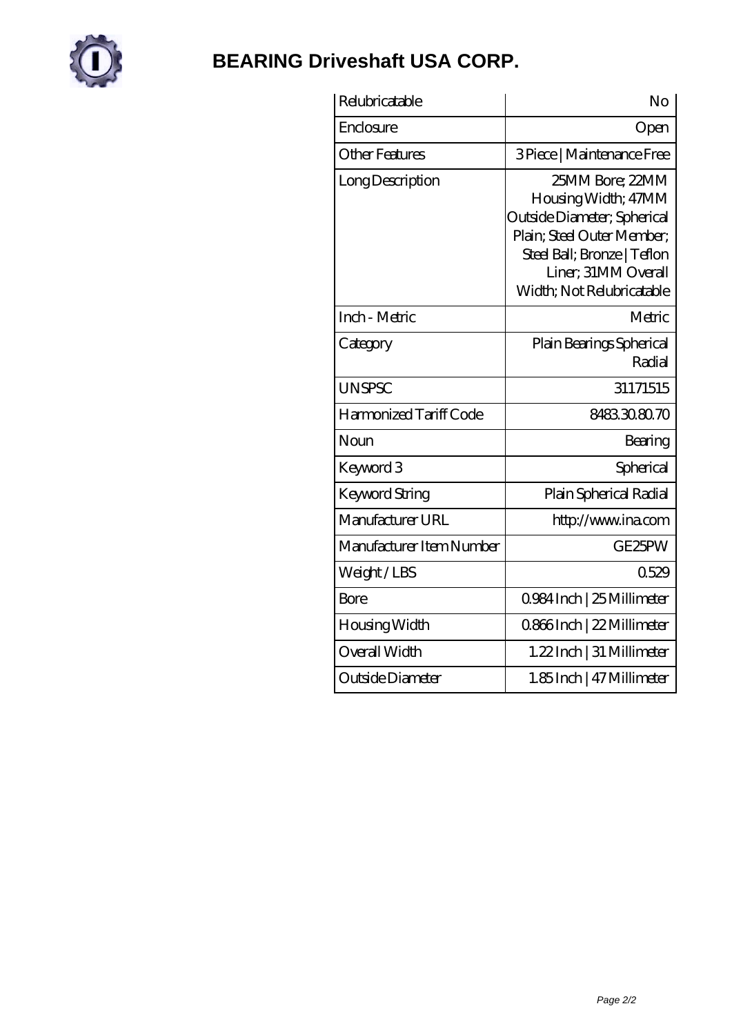# BEARING Driveshaft USA CORP.

| | |
|---|---|
| Relubricatable | No |
| Enclosure | Open |
| Other Features | 3 Piece | Maintenance Free |
| Long Description | 25MM Bore; 22MM Housing Width; 47MM Outside Diameter; Spherical Plain; Steel Outer Member; Steel Ball; Bronze | Teflon Liner; 31MM Overall Width; Not Relubricatable |
| Inch - Metric | Metric |
| Category | Plain Bearings Spherical Radial |
| UNSPSC | 31171515 |
| Harmonized Tariff Code | 8483.30.80.70 |
| Noun | Bearing |
| Keyword 3 | Spherical |
| Keyword String | Plain Spherical Radial |
| Manufacturer URL | http://www.ina.com |
| Manufacturer Item Number | GE25PW |
| Weight / LBS | 0.529 |
| Bore | 0.984 Inch | 25 Millimeter |
| Housing Width | 0.866 Inch | 22 Millimeter |
| Overall Width | 1.22 Inch | 31 Millimeter |
| Outside Diameter | 1.85 Inch | 47 Millimeter |